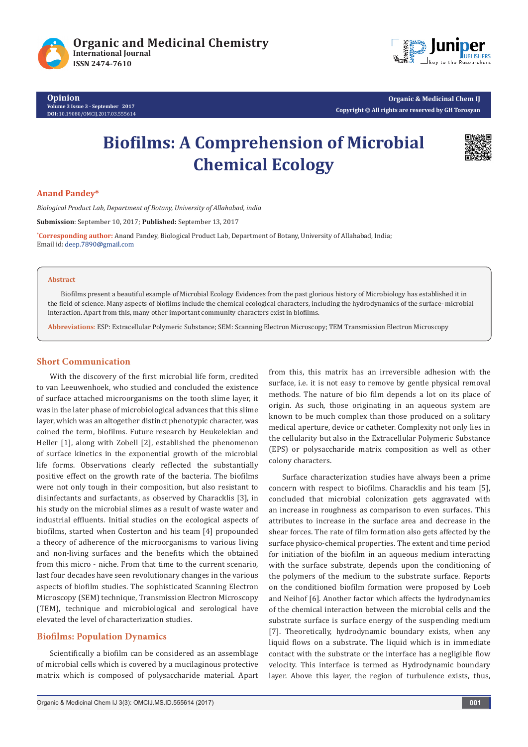# Biofilms: A Comprehension of Microbial Chemical Ecology

**Anand Pandey***

*Biological Product Lab, Department of Botany, University of Allahabad, india*

**Submission**: September 10, 2017; **Published:** September 13, 2017

*Corresponding author: Anand Pandey, Biological Product Lab, Department of Botany, University of Allahabad, India; Email id: deep.7890@gmail.com

## Abstract

Biofilms present a beautiful example of Microbial Ecology Evidences from the past glorious history of Microbiology has established it in the field of science. Many aspects of biofilms include the chemical ecological characters, including the hydrodynamics of the surface- microbial interaction. Apart from this, many other important community characters exist in biofilms.

**Abbreviations**: ESP: Extracellular Polymeric Substance; SEM: Scanning Electron Microscopy; TEM Transmission Electron Microscopy

## Short Communication

With the discovery of the first microbial life form, credited to van Leeuwenhoek, who studied and concluded the existence of surface attached microorganisms on the tooth slime layer, it was in the later phase of microbiological advances that this slime layer, which was an altogether distinct phenotypic character, was coined the term, biofilms. Future research by Heukelekian and Heller [1], along with Zobell [2], established the phenomenon of surface kinetics in the exponential growth of the microbial life forms. Observations clearly reflected the substantially positive effect on the growth rate of the bacteria. The biofilms were not only tough in their composition, but also resistant to disinfectants and surfactants, as observed by Characklis [3], in his study on the microbial slimes as a result of waste water and industrial effluents. Initial studies on the ecological aspects of biofilms, started when Costerton and his team [4] propounded a theory of adherence of the microorganisms to various living and non-living surfaces and the benefits which the obtained from this micro - niche. From that time to the current scenario, last four decades have seen revolutionary changes in the various aspects of biofilm studies. The sophisticated Scanning Electron Microscopy (SEM) technique, Transmission Electron Microscopy (TEM), technique and microbiological and serological have elevated the level of characterization studies.

## Biofilms: Population Dynamics

Scientifically a biofilm can be considered as an assemblage of microbial cells which is covered by a mucilaginous protective matrix which is composed of polysaccharide material. Apart from this, this matrix has an irreversible adhesion with the surface, i.e. it is not easy to remove by gentle physical removal methods. The nature of bio film depends a lot on its place of origin. As such, those originating in an aqueous system are known to be much complex than those produced on a solitary medical aperture, device or catheter. Complexity not only lies in the cellularity but also in the Extracellular Polymeric Substance (EPS) or polysaccharide matrix composition as well as other colony characters.

Surface characterization studies have always been a prime concern with respect to biofilms. Characklis and his team [5], concluded that microbial colonization gets aggravated with an increase in roughness as comparison to even surfaces. This attributes to increase in the surface area and decrease in the shear forces. The rate of film formation also gets affected by the surface physico-chemical properties. The extent and time period for initiation of the biofilm in an aqueous medium interacting with the surface substrate, depends upon the conditioning of the polymers of the medium to the substrate surface. Reports on the conditioned biofilm formation were proposed by Loeb and Neihof [6]. Another factor which affects the hydrodynamics of the chemical interaction between the microbial cells and the substrate surface is surface energy of the suspending medium [7]. Theoretically, hydrodynamic boundary exists, when any liquid flows on a substrate. The liquid which is in immediate contact with the substrate or the interface has a negligible flow velocity. This interface is termed as Hydrodynamic boundary layer. Above this layer, the region of turbulence exists, thus,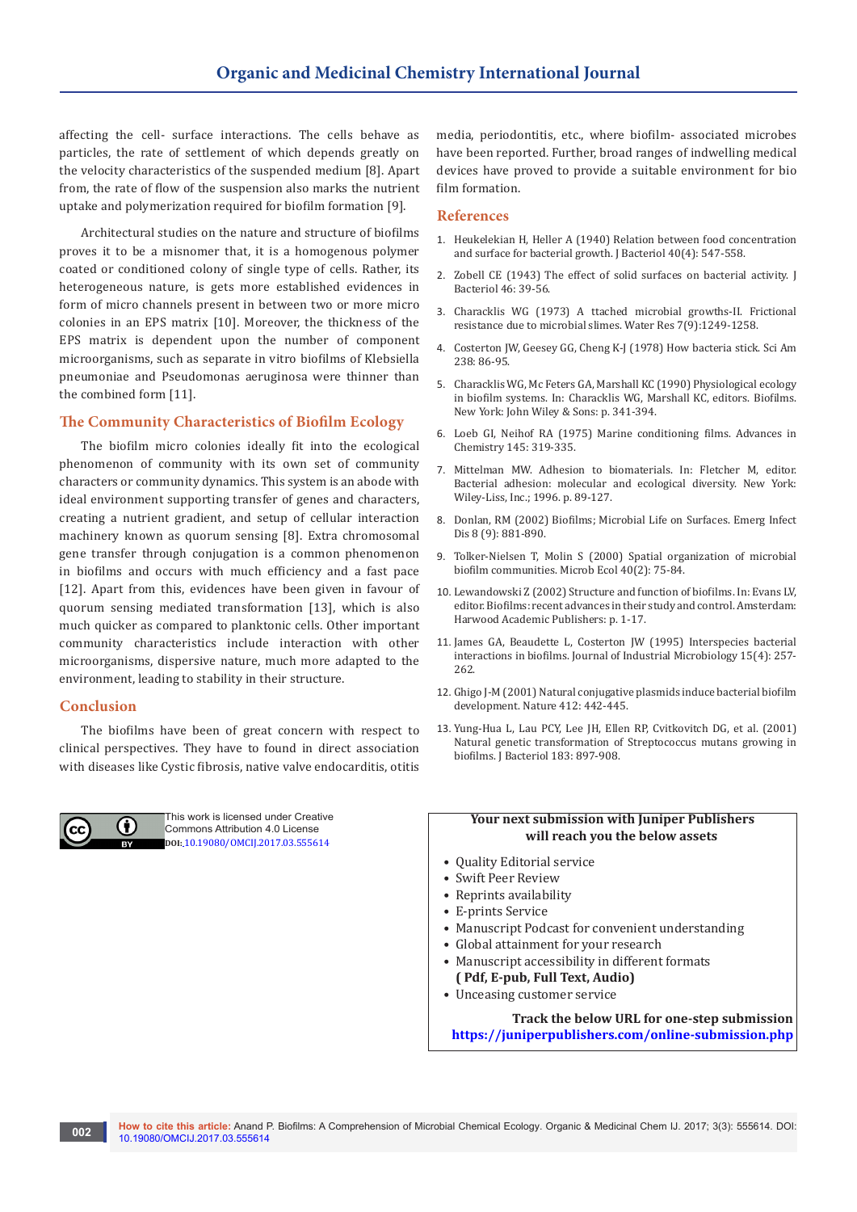affecting the cell- surface interactions. The cells behave as particles, the rate of settlement of which depends greatly on the velocity characteristics of the suspended medium [8]. Apart from, the rate of flow of the suspension also marks the nutrient uptake and polymerization required for biofilm formation [9].

Architectural studies on the nature and structure of biofilms proves it to be a misnomer that, it is a homogenous polymer coated or conditioned colony of single type of cells. Rather, its heterogeneous nature, is gets more established evidences in form of micro channels present in between two or more micro colonies in an EPS matrix [10]. Moreover, the thickness of the EPS matrix is dependent upon the number of component microorganisms, such as separate in vitro biofilms of Klebsiella pneumoniae and Pseudomonas aeruginosa were thinner than the combined form [11].

## The Community Characteristics of Biofilm Ecology

The biofilm micro colonies ideally fit into the ecological phenomenon of community with its own set of community characters or community dynamics. This system is an abode with ideal environment supporting transfer of genes and characters, creating a nutrient gradient, and setup of cellular interaction machinery known as quorum sensing [8]. Extra chromosomal gene transfer through conjugation is a common phenomenon in biofilms and occurs with much efficiency and a fast pace [12]. Apart from this, evidences have been given in favour of quorum sensing mediated transformation [13], which is also much quicker as compared to planktonic cells. Other important community characteristics include interaction with other microorganisms, dispersive nature, much more adapted to the environment, leading to stability in their structure.

## Conclusion

The biofilms have been of great concern with respect to clinical perspectives. They have to found in direct association with diseases like Cystic fibrosis, native valve endocarditis, otitis media, periodontitis, etc., where biofilm- associated microbes have been reported. Further, broad ranges of indwelling medical devices have proved to provide a suitable environment for bio film formation.

## References

1. Heukelekian H, Heller A (1940) Relation between food concentration and surface for bacterial growth. J Bacteriol 40(4): 547-558.
2. Zobell CE (1943) The effect of solid surfaces on bacterial activity. J Bacteriol 46: 39-56.
3. Characklis WG (1973) A ttached microbial growths-II. Frictional resistance due to microbial slimes. Water Res 7(9):1249-1258.
4. Costerton JW, Geesey GG, Cheng K-J (1978) How bacteria stick. Sci Am 238: 86-95.
5. Characklis WG, Mc Feters GA, Marshall KC (1990) Physiological ecology in biofilm systems. In: Characklis WG, Marshall KC, editors. Biofilms. New York: John Wiley & Sons: p. 341-394.
6. Loeb GI, Neihof RA (1975) Marine conditioning films. Advances in Chemistry 145: 319-335.
7. Mittelman MW. Adhesion to biomaterials. In: Fletcher M, editor. Bacterial adhesion: molecular and ecological diversity. New York: Wiley-Liss, Inc.; 1996. p. 89-127.
8. Donlan, RM (2002) Biofilms; Microbial Life on Surfaces. Emerg Infect Dis 8 (9): 881-890.
9. Tolker-Nielsen T, Molin S (2000) Spatial organization of microbial biofilm communities. Microb Ecol 40(2): 75-84.
10. Lewandowski Z (2002) Structure and function of biofilms. In: Evans LV, editor. Biofilms: recent advances in their study and control. Amsterdam: Harwood Academic Publishers: p. 1-17.
11. James GA, Beaudette L, Costerton JW (1995) Interspecies bacterial interactions in biofilms. Journal of Industrial Microbiology 15(4): 257-262.
12. Ghigo J-M (2001) Natural conjugative plasmids induce bacterial biofilm development. Nature 412: 442-445.
13. Yung-Hua L, Lau PCY, Lee JH, Ellen RP, Cvitkovitch DG, et al. (2001) Natural genetic transformation of Streptococcus mutans growing in biofilms. J Bacteriol 183: 897-908.

This work is licensed under Creative Commons Attribution 4.0 License
DOI: 10.19080/OMCIJ.2017.03.555614

**Your next submission with Juniper Publishers will reach you the below assets**

- Quality Editorial service
- Swift Peer Review
- Reprints availability
- E-prints Service
- Manuscript Podcast for convenient understanding
- Global attainment for your research
- Manuscript accessibility in different formats **( Pdf, E-pub, Full Text, Audio)**
- Unceasing customer service

**Track the below URL for one-step submission**
**https://juniperpublishers.com/online-submission.php**